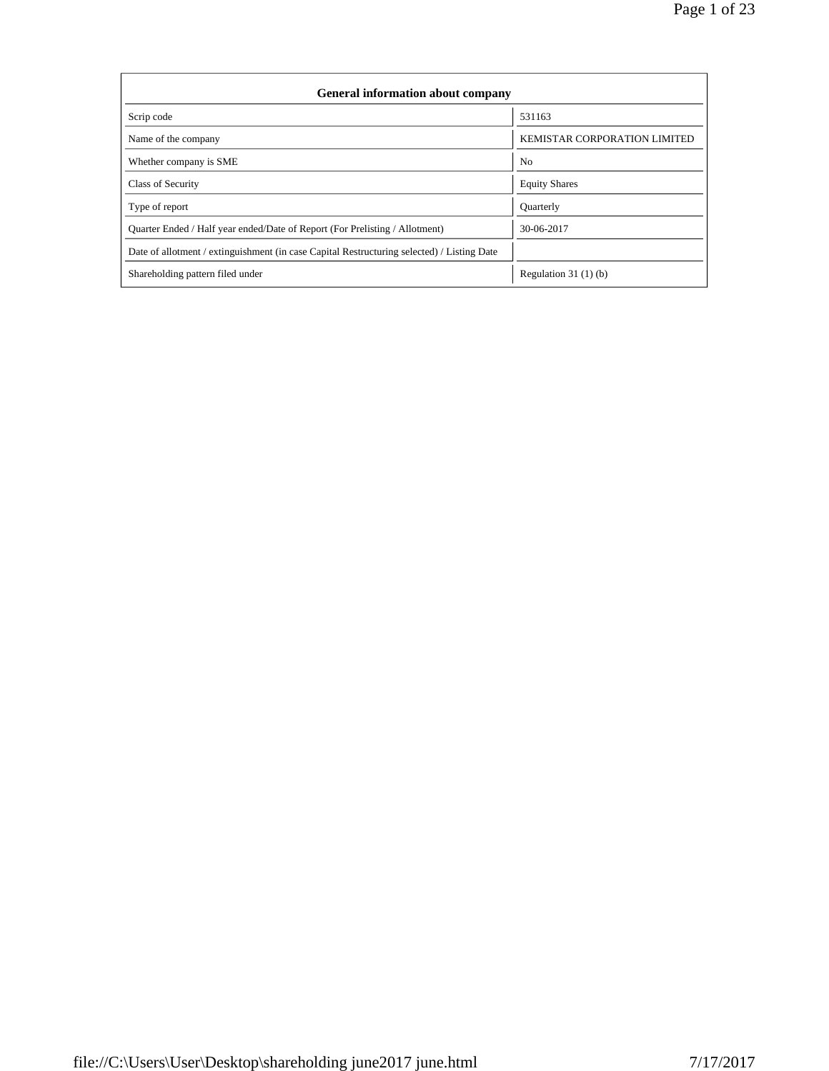| General information about company | |
| --- | --- |
| Scrip code | 531163 |
| Name of the company | KEMISTAR CORPORATION LIMITED |
| Whether company is SME | No |
| Class of Security | Equity Shares |
| Type of report | Quarterly |
| Quarter Ended / Half year ended/Date of Report (For Prelisting / Allotment) | 30-06-2017 |
| Date of allotment / extinguishment (in case Capital Restructuring selected) / Listing Date | |
| Shareholding pattern filed under | Regulation 31 (1) (b) |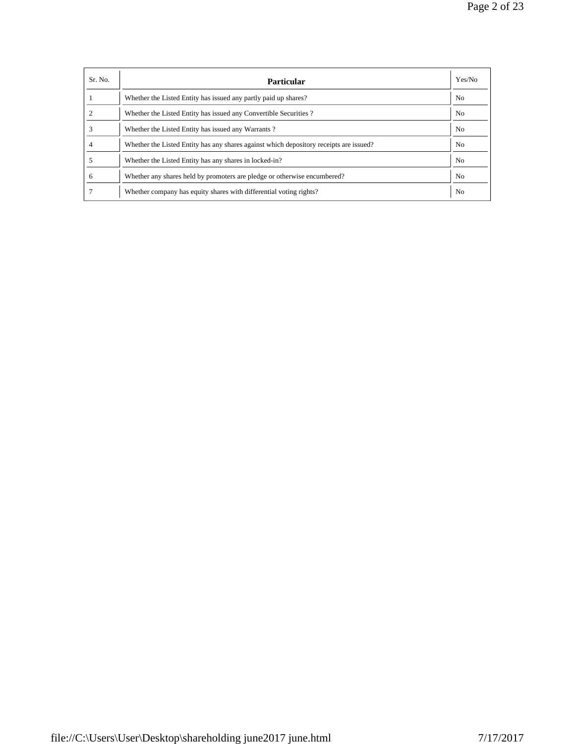| Sr. No. | Particular | Yes/No |
|---|---|---|
| 1 | Whether the Listed Entity has issued any partly paid up shares? | No |
| 2 | Whether the Listed Entity has issued any Convertible Securities ? | No |
| 3 | Whether the Listed Entity has issued any Warrants ? | No |
| 4 | Whether the Listed Entity has any shares against which depository receipts are issued? | No |
| 5 | Whether the Listed Entity has any shares in locked-in? | No |
| 6 | Whether any shares held by promoters are pledge or otherwise encumbered? | No |
| 7 | Whether company has equity shares with differential voting rights? | No |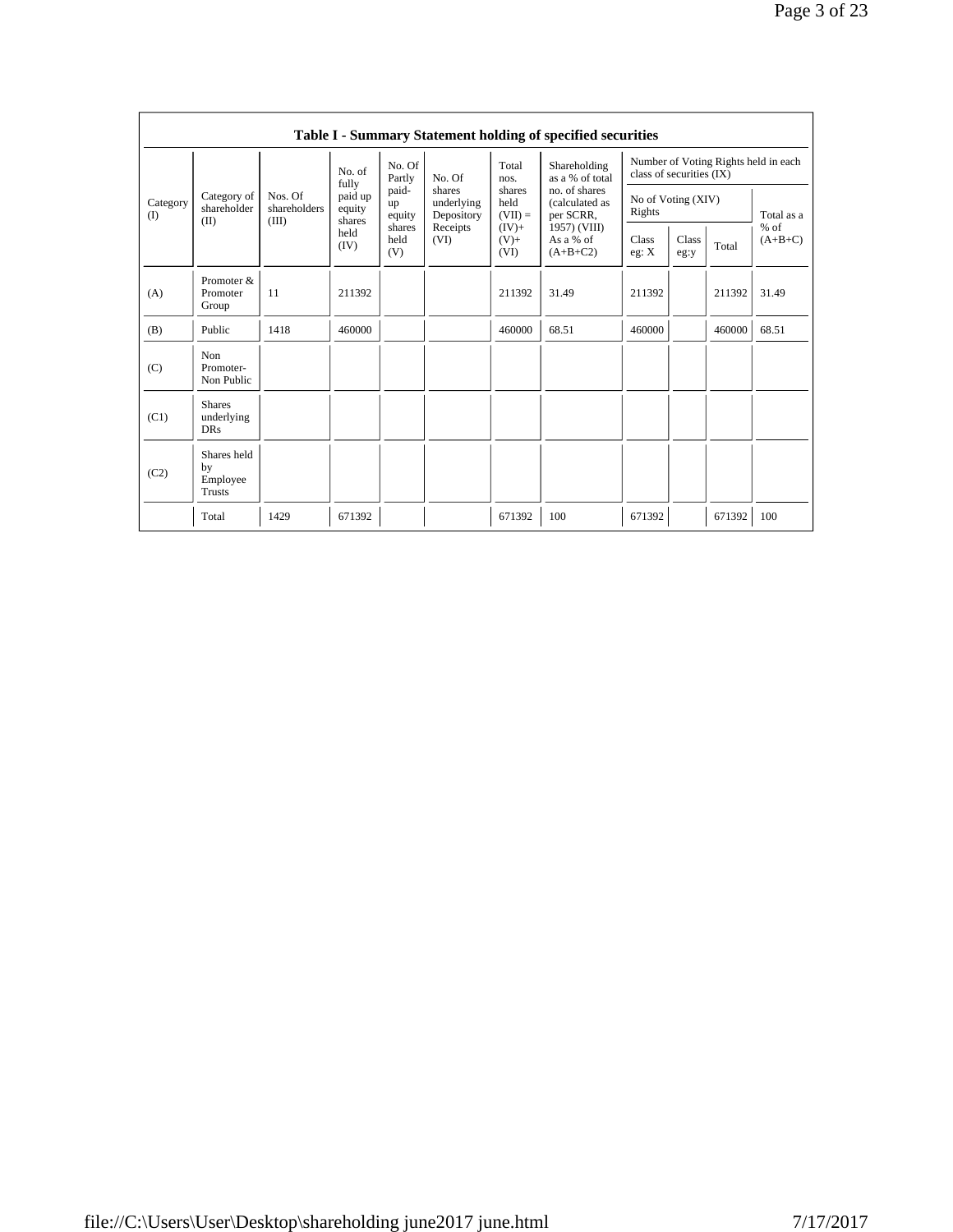**Table I - Summary Statement holding of specified securities**

| Category (I) | Category of shareholder (II) | Nos. Of shareholders (III) | No. of fully paid up equity shares held (IV) | No. Of Partly paid-up equity shares held (V) | No. Of shares underlying Depository Receipts (VI) | Total nos. shares held (VII) = (IV)+ (V)+ (VI) | Shareholding as a % of total no. of shares (calculated as per SCRR, 1957) (VIII) As a % of (A+B+C2) | Number of Voting Rights held in each class of securities (IX) | | | |
|---|---|---|---|---|---|---|---|---|---|---|---|
| | | | | | | | | No of Voting (XIV) Rights | | | Total as a % of (A+B+C) |
| | | | | | | | | Class eg: X | Class eg:y | Total | |
| (A) | Promoter & Promoter Group | 11 | 211392 | | | 211392 | 31.49 | 211392 | | 211392 | 31.49 |
| (B) | Public | 1418 | 460000 | | | 460000 | 68.51 | 460000 | | 460000 | 68.51 |
| (C) | Non Promoter- Non Public | | | | | | | | | | |
| (C1) | Shares underlying DRs | | | | | | | | | | |
| (C2) | Shares held by Employee Trusts | | | | | | | | | | |
| | Total | 1429 | 671392 | | | 671392 | 100 | 671392 | | 671392 | 100 |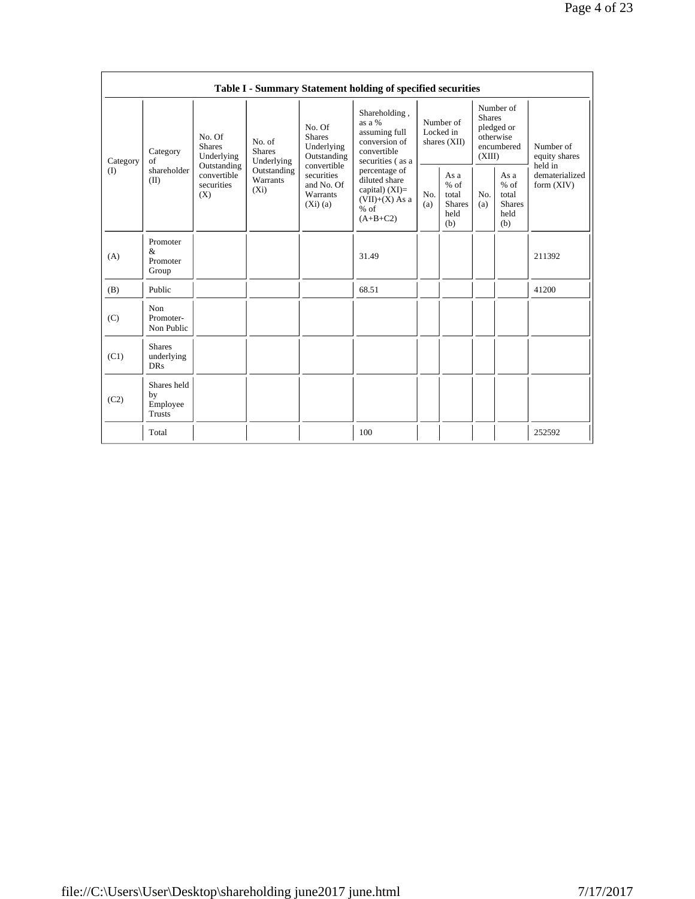**Table I - Summary Statement holding of specified securities**

| Category (I) | Category of shareholder (II) | No. Of Shares Underlying Outstanding convertible securities (X) | No. of Shares Underlying Outstanding Warrants (Xi) | No. Of Shares Underlying Outstanding convertible securities and No. Of Warrants (Xi) (a) | Shareholding , as a % assuming full conversion of convertible securities ( as a percentage of diluted share capital) (XI)= (VII)+(X) As a % of (A+B+C2) | Number of Locked in shares (XII) | | Number of Shares pledged or otherwise encumbered (XIII) | | Number of equity shares held in dematerialized form (XIV) |
|---|---|---|---|---|---|---|---|---|---|---|
| | | | | | | No. (a) | As a % of total Shares held (b) | No. (a) | As a % of total Shares held (b) | |
| (A) | Promoter & Promoter Group | | | | 31.49 | | | | | 211392 |
| (B) | Public | | | | 68.51 | | | | | 41200 |
| (C) | Non Promoter- Non Public | | | | | | | | | |
| (C1) | Shares underlying DRs | | | | | | | | | |
| (C2) | Shares held by Employee Trusts | | | | | | | | | |
| | Total | | | | 100 | | | | | 252592 |

file://C:\Users\User\Desktop\shareholding june2017 june.html 7/17/2017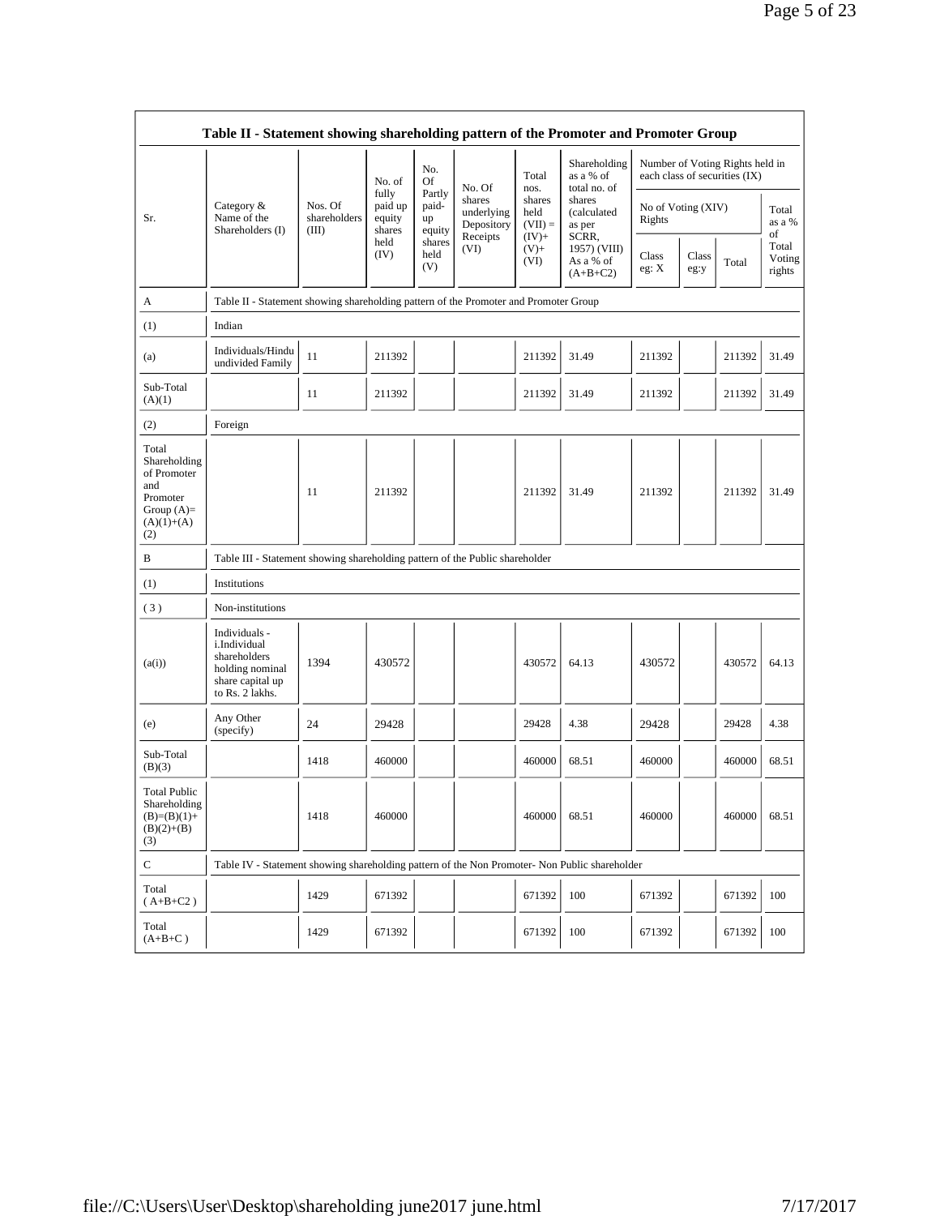## Table II - Statement showing shareholding pattern of the Promoter and Promoter Group

| Sr. | Category & Name of the Shareholders (I) | Nos. Of shareholders (III) | No. of fully paid up equity shares held (IV) | No. Of Partly paid-up equity shares held (V) | No. Of shares underlying Depository Receipts (VI) | Total nos. shares held (VII) = (IV)+(V)+ (VI) | Shareholding as a % of total no. of shares (calculated as per SCRR, 1957) (VIII) As a % of (A+B+C2) | Number of Voting Rights held in each class of securities (IX) | | | |
|---|---|---|---|---|---|---|---|---|---|---|---|
| | | | | | | | | No of Voting (XIV) Rights | | | Total as a % of Total Voting rights |
| | | | | | | | | Class eg: X | Class eg:y | Total | |
| A | Table II - Statement showing shareholding pattern of the Promoter and Promoter Group | | | | | | | | | | |
| (1) | Indian | | | | | | | | | | |
| (a) | Individuals/Hindu undivided Family | 11 | 211392 | | | 211392 | 31.49 | 211392 | | 211392 | 31.49 |
| Sub-Total (A)(1) | | 11 | 211392 | | | 211392 | 31.49 | 211392 | | 211392 | 31.49 |
| (2) | Foreign | | | | | | | | | | |
| Total Shareholding of Promoter and Promoter Group (A)= (A)(1)+(A)(2) | | 11 | 211392 | | | 211392 | 31.49 | 211392 | | 211392 | 31.49 |
| B | Table III - Statement showing shareholding pattern of the Public shareholder | | | | | | | | | | |
| (1) | Institutions | | | | | | | | | | |
| (3) | Non-institutions | | | | | | | | | | |
| (a(i)) | Individuals - i.Individual shareholders holding nominal share capital up to Rs. 2 lakhs. | 1394 | 430572 | | | 430572 | 64.13 | 430572 | | 430572 | 64.13 |
| (e) | Any Other (specify) | 24 | 29428 | | | 29428 | 4.38 | 29428 | | 29428 | 4.38 |
| Sub-Total (B)(3) | | 1418 | 460000 | | | 460000 | 68.51 | 460000 | | 460000 | 68.51 |
| Total Public Shareholding (B)=(B)(1)+(B)(2)+(B)(3) | | 1418 | 460000 | | | 460000 | 68.51 | 460000 | | 460000 | 68.51 |
| C | Table IV - Statement showing shareholding pattern of the Non Promoter- Non Public shareholder | | | | | | | | | | |
| Total (A+B+C2) | | 1429 | 671392 | | | 671392 | 100 | 671392 | | 671392 | 100 |
| Total (A+B+C) | | 1429 | 671392 | | | 671392 | 100 | 671392 | | 671392 | 100 |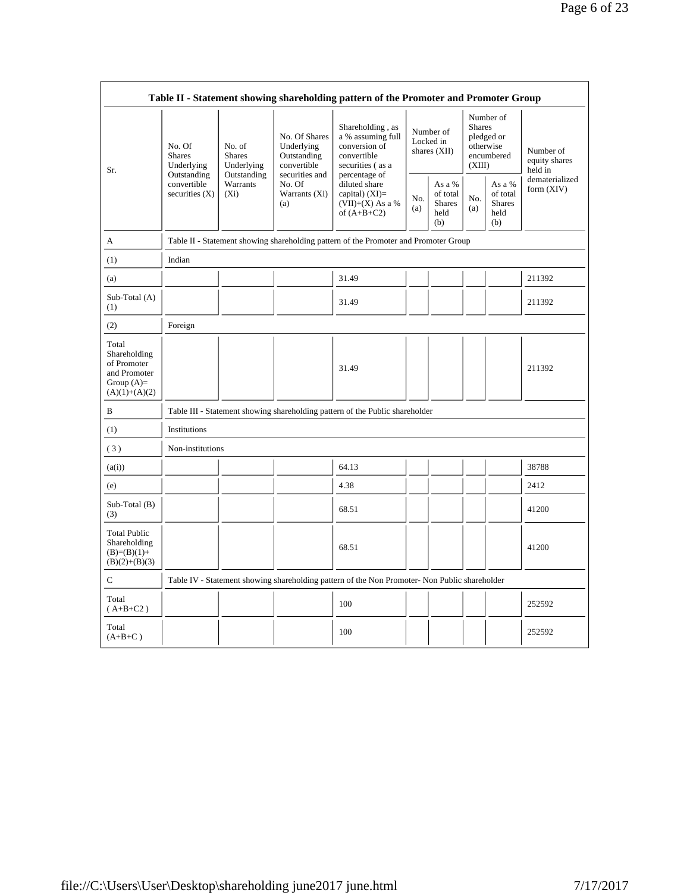| Table II - Statement showing shareholding pattern of the Promoter and Promoter Group | | | | | | | | | |
|---|---|---|---|---|---|---|---|---|---|
| Sr. | No. Of Shares Underlying Outstanding convertible securities (X) | No. of Shares Underlying Outstanding Warrants (Xi) | No. Of Shares Underlying Outstanding convertible securities and No. Of Warrants (Xi) (a) | Shareholding , as a % assuming full conversion of convertible securities ( as a percentage of diluted share capital) (XI)= (VII)+(X) As a % of (A+B+C2) | Number of Locked in shares (XII) | | Number of Shares pledged or otherwise encumbered (XIII) | | Number of equity shares held in dematerialized form (XIV) |
| | | | | | No. (a) | As a % of total Shares held (b) | No. (a) | As a % of total Shares held (b) | |
| A | Table II - Statement showing shareholding pattern of the Promoter and Promoter Group | | | | | | | | |
| (1) | Indian | | | | | | | | |
| (a) | | | | 31.49 | | | | | 211392 |
| Sub-Total (A) (1) | | | | 31.49 | | | | | 211392 |
| (2) | Foreign | | | | | | | | |
| Total Shareholding of Promoter and Promoter Group (A)= (A)(1)+(A)(2) | | | | 31.49 | | | | | 211392 |
| B | Table III - Statement showing shareholding pattern of the Public shareholder | | | | | | | | |
| (1) | Institutions | | | | | | | | |
| ( 3 ) | Non-institutions | | | | | | | | |
| (a(i)) | | | | 64.13 | | | | | 38788 |
| (e) | | | | 4.38 | | | | | 2412 |
| Sub-Total (B) (3) | | | | 68.51 | | | | | 41200 |
| Total Public Shareholding (B)=(B)(1)+ (B)(2)+(B)(3) | | | | 68.51 | | | | | 41200 |
| C | Table IV - Statement showing shareholding pattern of the Non Promoter- Non Public shareholder | | | | | | | | |
| Total ( A+B+C2 ) | | | | 100 | | | | | 252592 |
| Total (A+B+C ) | | | | 100 | | | | | 252592 |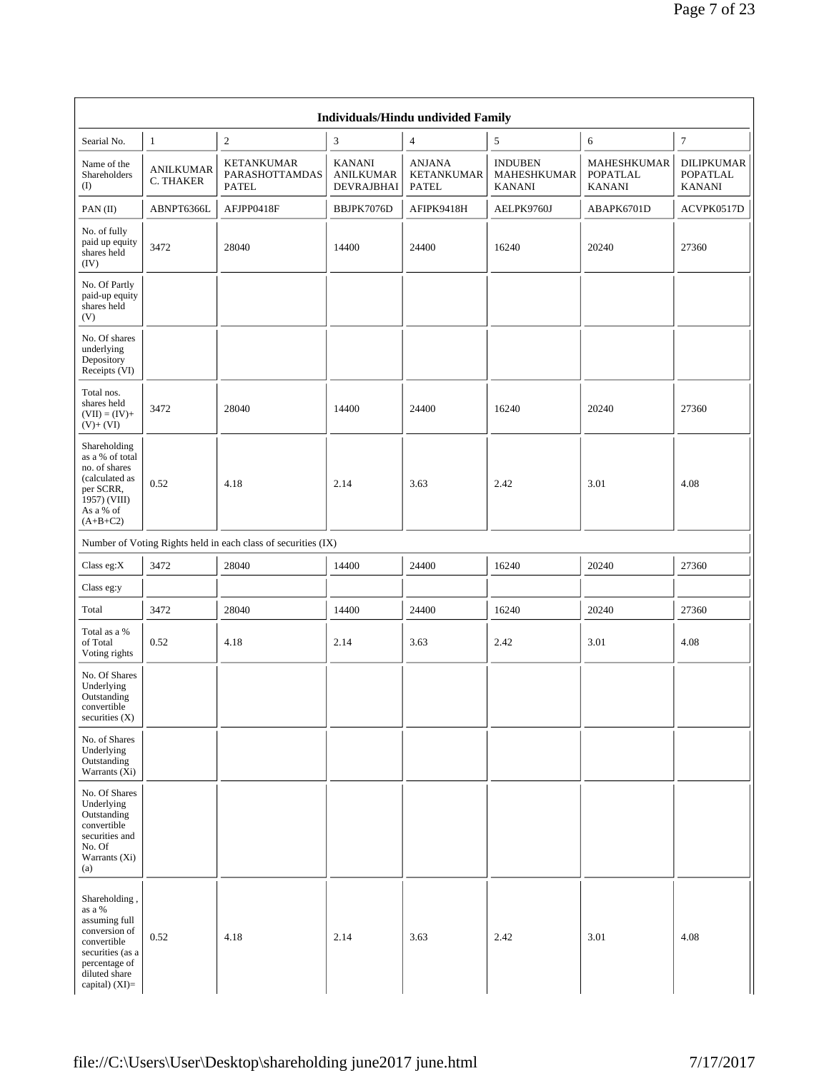| Individuals/Hindu undivided Family | | | | | | | |
|---|---|---|---|---|---|---|---|
| Searial No. | 1 | 2 | 3 | 4 | 5 | 6 | 7 |
| Name of the Shareholders (I) | ANILKUMAR C. THAKER | KETANKUMAR PARASHOTTAMDAS PATEL | KANANI ANILKUMAR DEVRAJBHAI | ANJANA KETANKUMAR PATEL | INDUBEN MAHESHKUMAR KANANI | MAHESHKUMAR POPATLAL KANANI | DILIPKUMAR POPATLAL KANANI |
| PAN (II) | ABNPT6366L | AFJPP0418F | BBJPK7076D | AFIPK9418H | AELPK9760J | ABAPK6701D | ACVPK0517D |
| No. of fully paid up equity shares held (IV) | 3472 | 28040 | 14400 | 24400 | 16240 | 20240 | 27360 |
| No. Of Partly paid-up equity shares held (V) | | | | | | | |
| No. Of shares underlying Depository Receipts (VI) | | | | | | | |
| Total nos. shares held (VII) = (IV)+ (V)+ (VI) | 3472 | 28040 | 14400 | 24400 | 16240 | 20240 | 27360 |
| Shareholding as a % of total no. of shares (calculated as per SCRR, 1957) (VIII) As a % of (A+B+C2) | 0.52 | 4.18 | 2.14 | 3.63 | 2.42 | 3.01 | 4.08 |
| Number of Voting Rights held in each class of securities (IX) | | | | | | | |
| Class eg:X | 3472 | 28040 | 14400 | 24400 | 16240 | 20240 | 27360 |
| Class eg:y | | | | | | | |
| Total | 3472 | 28040 | 14400 | 24400 | 16240 | 20240 | 27360 |
| Total as a % of Total Voting rights | 0.52 | 4.18 | 2.14 | 3.63 | 2.42 | 3.01 | 4.08 |
| No. Of Shares Underlying Outstanding convertible securities (X) | | | | | | | |
| No. of Shares Underlying Outstanding Warrants (Xi) | | | | | | | |
| No. Of Shares Underlying Outstanding convertible securities and No. Of Warrants (Xi) (a) | | | | | | | |
| Shareholding , as a % assuming full conversion of convertible securities (as a percentage of diluted share capital) (XI)= | 0.52 | 4.18 | 2.14 | 3.63 | 2.42 | 3.01 | 4.08 |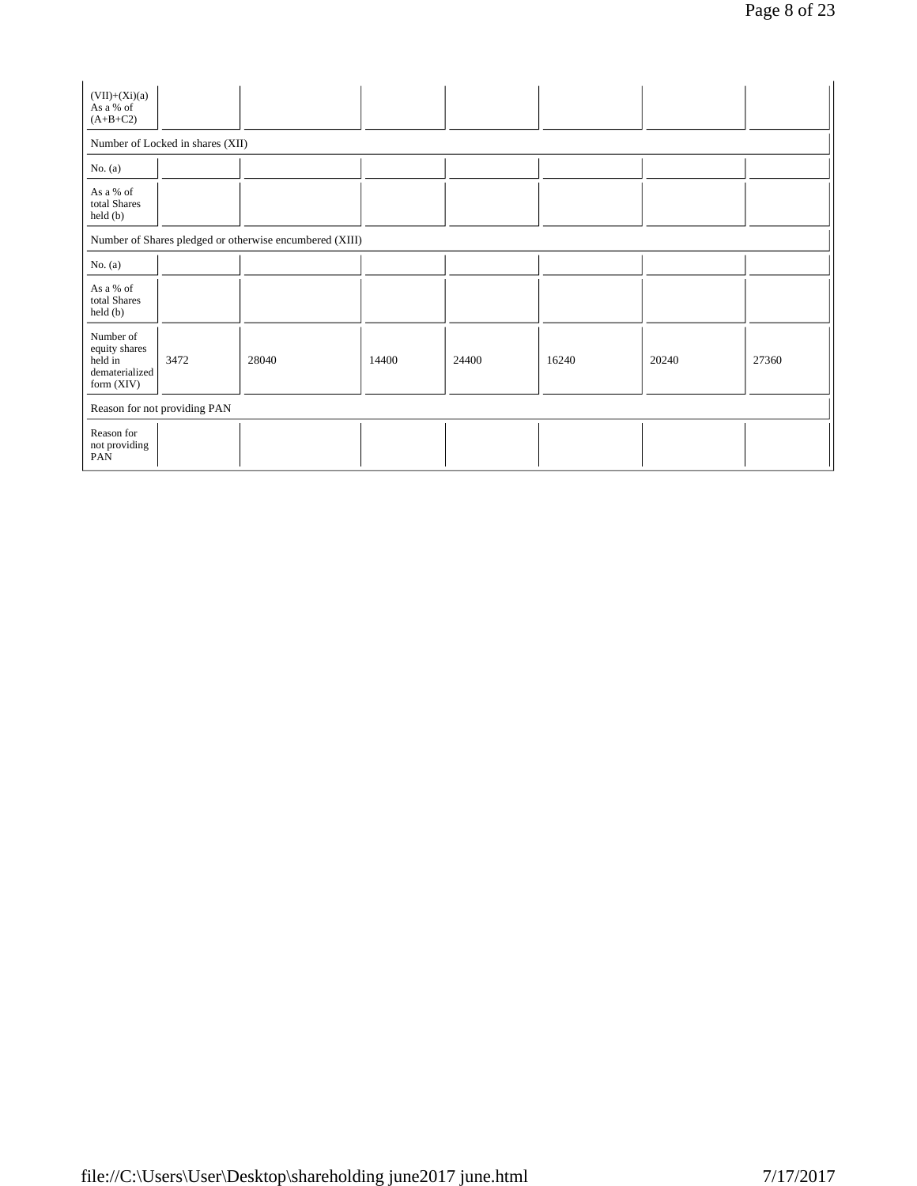| (VII)+(Xi)(a) As a % of (A+B+C2) | | | | | | | |
|---|---|---|---|---|---|---|---|
| Number of Locked in shares (XII) | | | | | | | |
| No. (a) | | | | | | | |
| As a % of total Shares held (b) | | | | | | | |
| Number of Shares pledged or otherwise encumbered (XIII) | | | | | | | |
| No. (a) | | | | | | | |
| As a % of total Shares held (b) | | | | | | | |
| Number of equity shares held in dematerialized form (XIV) | 3472 | 28040 | 14400 | 24400 | 16240 | 20240 | 27360 |
| Reason for not providing PAN | | | | | | | |
| Reason for not providing PAN | | | | | | | |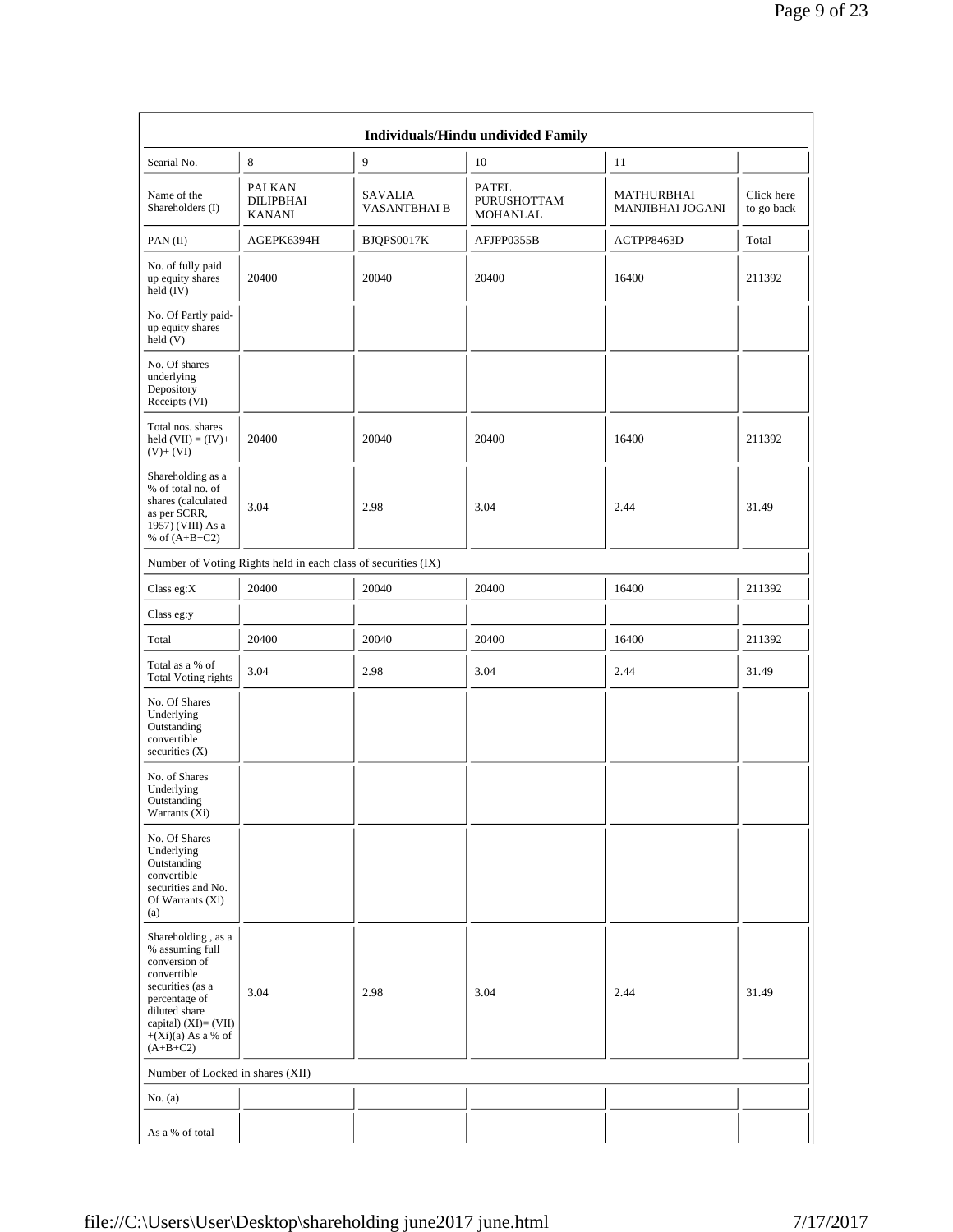| Individuals/Hindu undivided Family | | | | | |
|---|---|---|---|---|---|
| Searial No. | 8 | 9 | 10 | 11 | |
| Name of the Shareholders (I) | PALKAN DILIPBHAI KANANI | SAVALIA VASANTBHAI B | PATEL PURUSHOTTAM MOHANLAL | MATHURBHAI MANJIBHAI JOGANI | Click here to go back |
| PAN (II) | AGEPK6394H | BJQPS0017K | AFJPP0355B | ACTPP8463D | Total |
| No. of fully paid up equity shares held (IV) | 20400 | 20040 | 20400 | 16400 | 211392 |
| No. Of Partly paid-up equity shares held (V) | | | | | |
| No. Of shares underlying Depository Receipts (VI) | | | | | |
| Total nos. shares held (VII) = (IV)+ (V)+ (VI) | 20400 | 20040 | 20400 | 16400 | 211392 |
| Shareholding as a % of total no. of shares (calculated as per SCRR, 1957) (VIII) As a % of (A+B+C2) | 3.04 | 2.98 | 3.04 | 2.44 | 31.49 |
| Number of Voting Rights held in each class of securities (IX) | | | | | |
| Class eg:X | 20400 | 20040 | 20400 | 16400 | 211392 |
| Class eg:y | | | | | |
| Total | 20400 | 20040 | 20400 | 16400 | 211392 |
| Total as a % of Total Voting rights | 3.04 | 2.98 | 3.04 | 2.44 | 31.49 |
| No. Of Shares Underlying Outstanding convertible securities (X) | | | | | |
| No. of Shares Underlying Outstanding Warrants (Xi) | | | | | |
| No. Of Shares Underlying Outstanding convertible securities and No. Of Warrants (Xi) (a) | | | | | |
| Shareholding , as a % assuming full conversion of convertible securities (as a percentage of diluted share capital) (XI)= (VII) +(Xi)(a) As a % of (A+B+C2) | 3.04 | 2.98 | 3.04 | 2.44 | 31.49 |
| Number of Locked in shares (XII) | | | | | |
| No. (a) | | | | | |
| As a % of total | | | | | |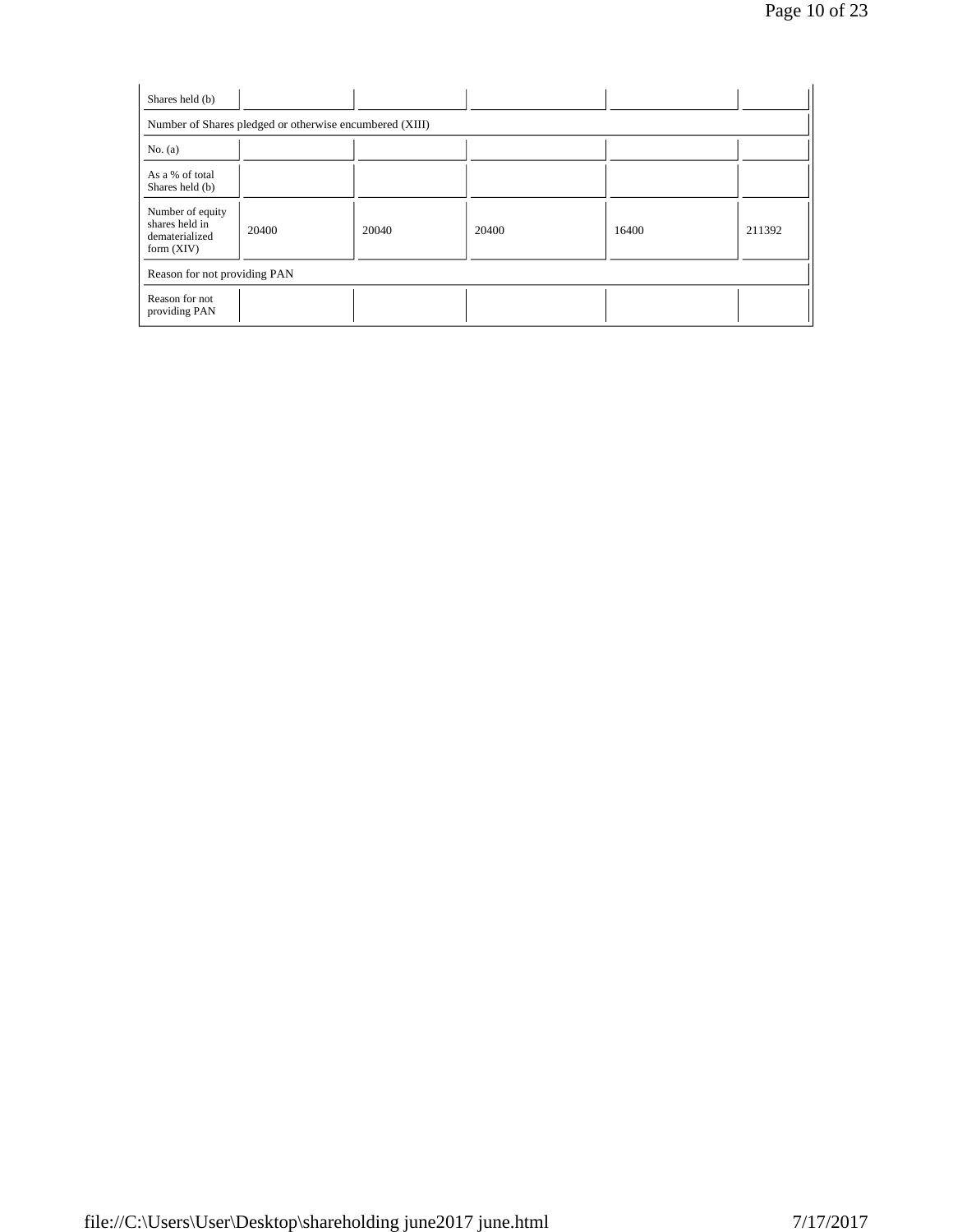| Shares held (b) | | | | | |
|---|---|---|---|---|---|
| Number of Shares pledged or otherwise encumbered (XIII) | | | | | |
| No. (a) | | | | | |
| As a % of total Shares held (b) | | | | | |
| Number of equity shares held in dematerialized form (XIV) | 20400 | 20040 | 20400 | 16400 | 211392 |
| Reason for not providing PAN | | | | | |
| Reason for not providing PAN | | | | | |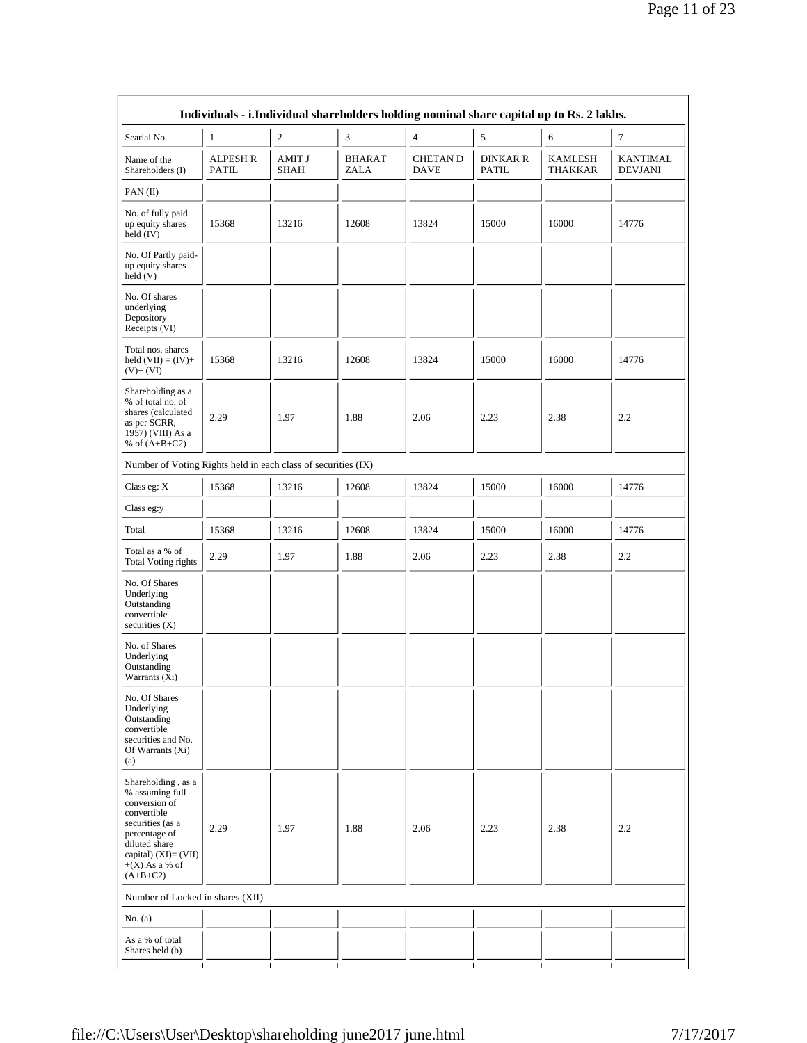| Individuals - i.Individual shareholders holding nominal share capital up to Rs. 2 lakhs. | | | | | | | |
|---|---|---|---|---|---|---|---|
| Searial No. | 1 | 2 | 3 | 4 | 5 | 6 | 7 |
| Name of the Shareholders (I) | ALPESH R PATIL | AMIT J SHAH | BHARAT ZALA | CHETAN D DAVE | DINKAR R PATIL | KAMLESH THAKKAR | KANTIMAL DEVJANI |
| PAN (II) | | | | | | | |
| No. of fully paid up equity shares held (IV) | 15368 | 13216 | 12608 | 13824 | 15000 | 16000 | 14776 |
| No. Of Partly paid-up equity shares held (V) | | | | | | | |
| No. Of shares underlying Depository Receipts (VI) | | | | | | | |
| Total nos. shares held (VII) = (IV)+ (V)+ (VI) | 15368 | 13216 | 12608 | 13824 | 15000 | 16000 | 14776 |
| Shareholding as a % of total no. of shares (calculated as per SCRR, 1957) (VIII) As a % of (A+B+C2) | 2.29 | 1.97 | 1.88 | 2.06 | 2.23 | 2.38 | 2.2 |
| Number of Voting Rights held in each class of securities (IX) | | | | | | | |
| Class eg: X | 15368 | 13216 | 12608 | 13824 | 15000 | 16000 | 14776 |
| Class eg:y | | | | | | | |
| Total | 15368 | 13216 | 12608 | 13824 | 15000 | 16000 | 14776 |
| Total as a % of Total Voting rights | 2.29 | 1.97 | 1.88 | 2.06 | 2.23 | 2.38 | 2.2 |
| No. Of Shares Underlying Outstanding convertible securities (X) | | | | | | | |
| No. of Shares Underlying Outstanding Warrants (Xi) | | | | | | | |
| No. Of Shares Underlying Outstanding convertible securities and No. Of Warrants (Xi) (a) | | | | | | | |
| Shareholding , as a % assuming full conversion of convertible securities (as a percentage of diluted share capital) (XI)= (VII) +(X) As a % of (A+B+C2) | 2.29 | 1.97 | 1.88 | 2.06 | 2.23 | 2.38 | 2.2 |
| Number of Locked in shares (XII) | | | | | | | |
| No. (a) | | | | | | | |
| As a % of total Shares held (b) | | | | | | | |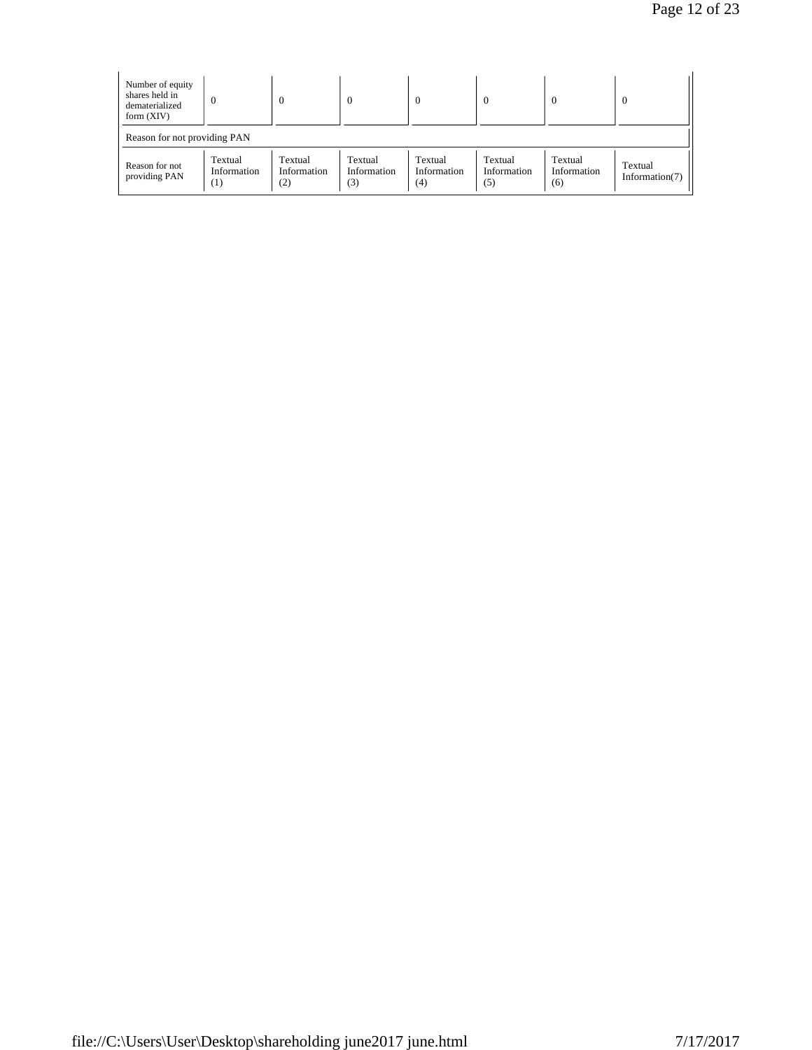| Number of equity shares held in dematerialized form (XIV) | 0 | 0 | 0 | 0 | 0 | 0 | 0 |
|---|---|---|---|---|---|---|---|
| Reason for not providing PAN | | | | | | | |
| Reason for not providing PAN | Textual Information (1) | Textual Information (2) | Textual Information (3) | Textual Information (4) | Textual Information (5) | Textual Information (6) | Textual Information(7) |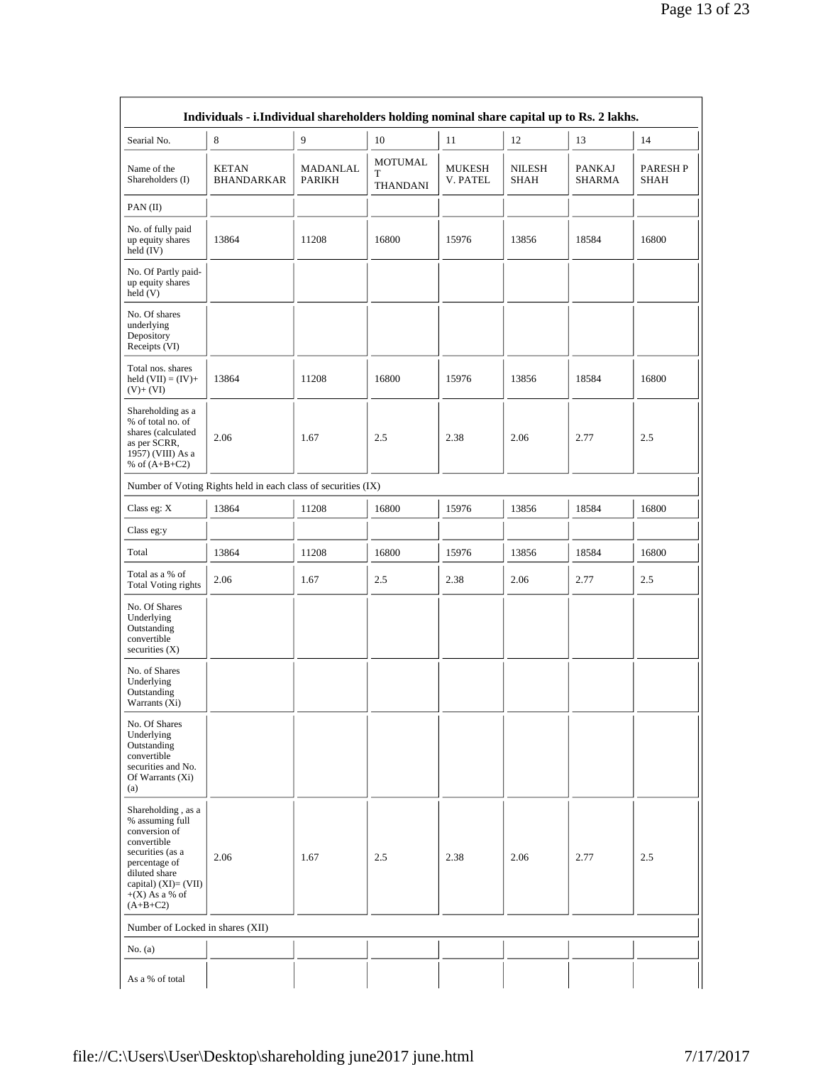| Individuals - i.Individual shareholders holding nominal share capital up to Rs. 2 lakhs. | | | | | | | |
|---|---|---|---|---|---|---|---|
| Searial No. | 8 | 9 | 10 | 11 | 12 | 13 | 14 |
| Name of the Shareholders (I) | KETAN BHANDARKAR | MADANLAL PARIKH | MOTUMAL T THANDANI | MUKESH V. PATEL | NILESH SHAH | PANKAJ SHARMA | PARESH P SHAH |
| PAN (II) | | | | | | | |
| No. of fully paid up equity shares held (IV) | 13864 | 11208 | 16800 | 15976 | 13856 | 18584 | 16800 |
| No. Of Partly paid-up equity shares held (V) | | | | | | | |
| No. Of shares underlying Depository Receipts (VI) | | | | | | | |
| Total nos. shares held (VII) = (IV)+(V)+ (VI) | 13864 | 11208 | 16800 | 15976 | 13856 | 18584 | 16800 |
| Shareholding as a % of total no. of shares (calculated as per SCRR, 1957) (VIII) As a % of (A+B+C2) | 2.06 | 1.67 | 2.5 | 2.38 | 2.06 | 2.77 | 2.5 |
| Number of Voting Rights held in each class of securities (IX) | | | | | | | |
| Class eg: X | 13864 | 11208 | 16800 | 15976 | 13856 | 18584 | 16800 |
| Class eg:y | | | | | | | |
| Total | 13864 | 11208 | 16800 | 15976 | 13856 | 18584 | 16800 |
| Total as a % of Total Voting rights | 2.06 | 1.67 | 2.5 | 2.38 | 2.06 | 2.77 | 2.5 |
| No. Of Shares Underlying Outstanding convertible securities (X) | | | | | | | |
| No. of Shares Underlying Outstanding Warrants (Xi) | | | | | | | |
| No. Of Shares Underlying Outstanding convertible securities and No. Of Warrants (Xi) (a) | | | | | | | |
| Shareholding , as a % assuming full conversion of convertible securities (as a percentage of diluted share capital) (XI)= (VII)+(X) As a % of (A+B+C2) | 2.06 | 1.67 | 2.5 | 2.38 | 2.06 | 2.77 | 2.5 |
| Number of Locked in shares (XII) | | | | | | | |
| No. (a) | | | | | | | |
| As a % of total | | | | | | | |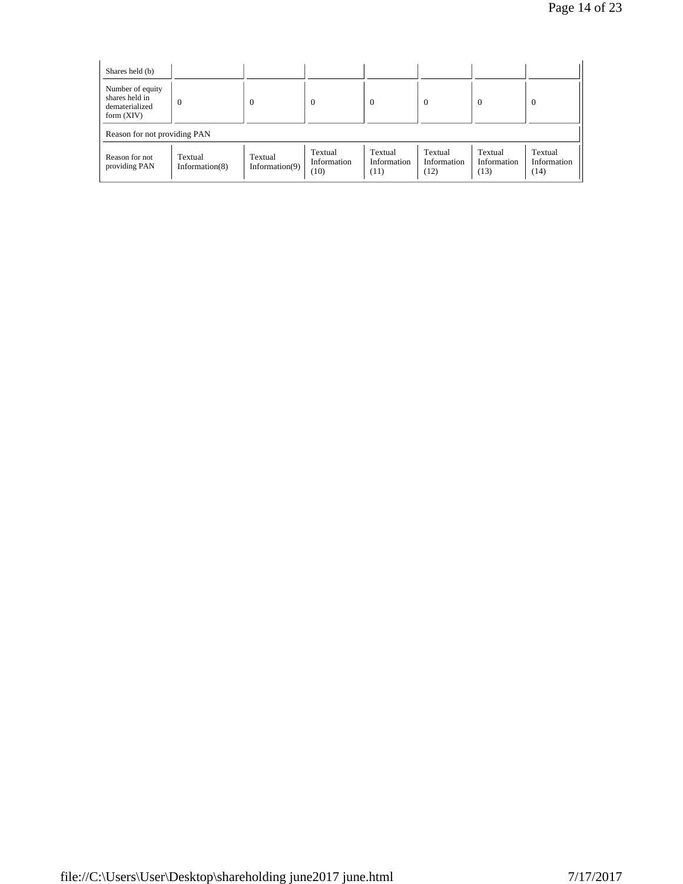| Shares held (b) | | | | | | | |
|---|---|---|---|---|---|---|---|
| Number of equity shares held in dematerialized form (XIV) | 0 | 0 | 0 | 0 | 0 | 0 | 0 |
| Reason for not providing PAN | | | | | | | |
| Reason for not providing PAN | Textual Information(8) | Textual Information(9) | Textual Information (10) | Textual Information (11) | Textual Information (12) | Textual Information (13) | Textual Information (14) |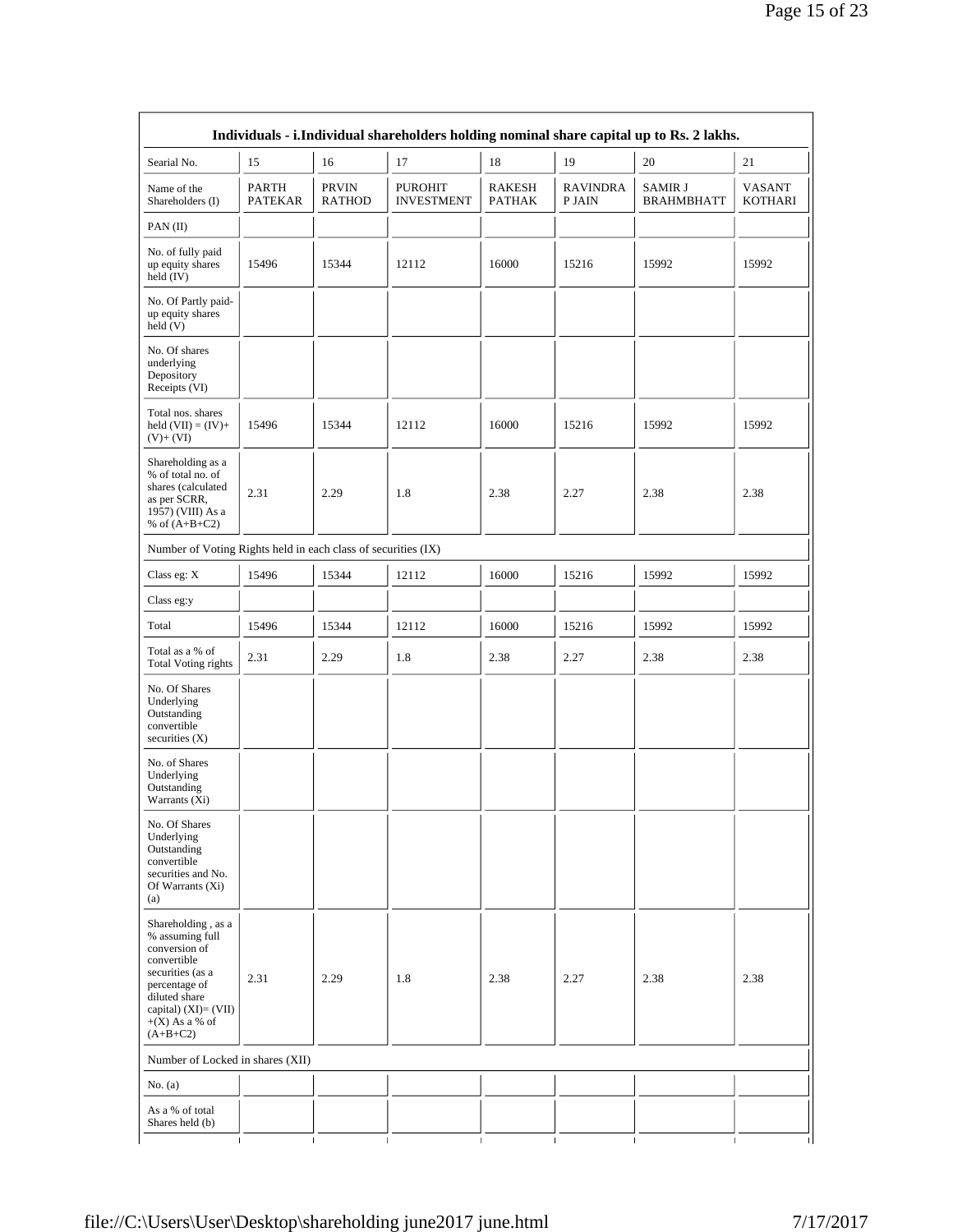| Individuals - i.Individual shareholders holding nominal share capital up to Rs. 2 lakhs. | | | | | | | |
|---|---|---|---|---|---|---|---|
| Searial No. | 15 | 16 | 17 | 18 | 19 | 20 | 21 |
| Name of the Shareholders (I) | PARTH PATEKAR | PRVIN RATHOD | PUROHIT INVESTMENT | RAKESH PATHAK | RAVINDRA P JAIN | SAMIR J BRAHMBHATT | VASANT KOTHARI |
| PAN (II) | | | | | | | |
| No. of fully paid up equity shares held (IV) | 15496 | 15344 | 12112 | 16000 | 15216 | 15992 | 15992 |
| No. Of Partly paid-up equity shares held (V) | | | | | | | |
| No. Of shares underlying Depository Receipts (VI) | | | | | | | |
| Total nos. shares held (VII) = (IV)+ (V)+ (VI) | 15496 | 15344 | 12112 | 16000 | 15216 | 15992 | 15992 |
| Shareholding as a % of total no. of shares (calculated as per SCRR, 1957) (VIII) As a % of (A+B+C2) | 2.31 | 2.29 | 1.8 | 2.38 | 2.27 | 2.38 | 2.38 |
| Number of Voting Rights held in each class of securities (IX) | | | | | | | |
| Class eg: X | 15496 | 15344 | 12112 | 16000 | 15216 | 15992 | 15992 |
| Class eg:y | | | | | | | |
| Total | 15496 | 15344 | 12112 | 16000 | 15216 | 15992 | 15992 |
| Total as a % of Total Voting rights | 2.31 | 2.29 | 1.8 | 2.38 | 2.27 | 2.38 | 2.38 |
| No. Of Shares Underlying Outstanding convertible securities (X) | | | | | | | |
| No. of Shares Underlying Outstanding Warrants (Xi) | | | | | | | |
| No. Of Shares Underlying Outstanding convertible securities and No. Of Warrants (Xi) (a) | | | | | | | |
| Shareholding , as a % assuming full conversion of convertible securities (as a percentage of diluted share capital) (XI)= (VII) +(X) As a % of (A+B+C2) | 2.31 | 2.29 | 1.8 | 2.38 | 2.27 | 2.38 | 2.38 |
| Number of Locked in shares (XII) | | | | | | | |
| No. (a) | | | | | | | |
| As a % of total Shares held (b) | | | | | | | |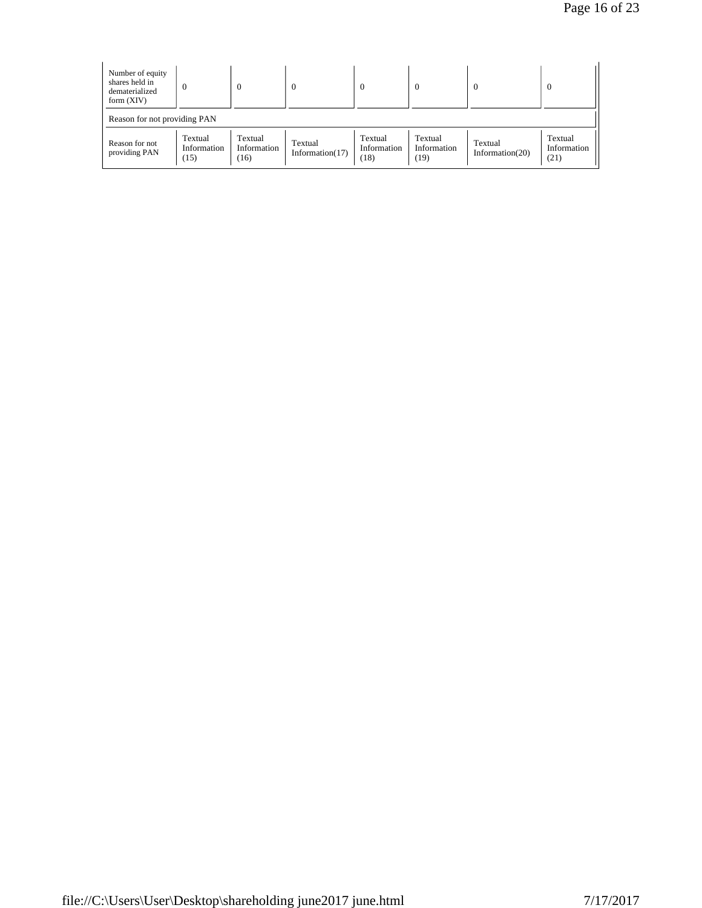| Number of equity shares held in dematerialized form (XIV) | 0 | 0 | 0 | 0 | 0 | 0 | 0 |
|---|---|---|---|---|---|---|---|
| Reason for not providing PAN | | | | | | | |
| Reason for not providing PAN | Textual Information (15) | Textual Information (16) | Textual Information(17) | Textual Information (18) | Textual Information (19) | Textual Information(20) | Textual Information (21) |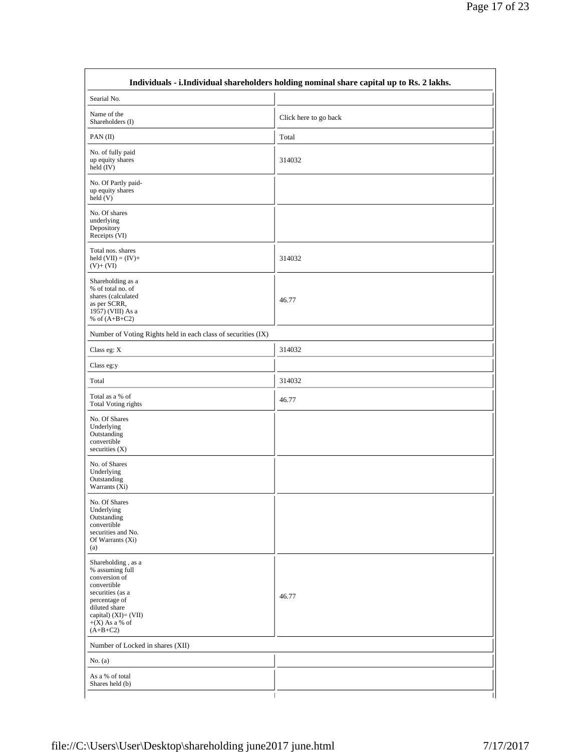| Individuals - i.Individual shareholders holding nominal share capital up to Rs. 2 lakhs. | |
|---|---|
| Searial No. | |
| Name of the Shareholders (I) | Click here to go back |
| PAN (II) | Total |
| No. of fully paid up equity shares held (IV) | 314032 |
| No. Of Partly paid-up equity shares held (V) | |
| No. Of shares underlying Depository Receipts (VI) | |
| Total nos. shares held (VII) = (IV)+ (V)+ (VI) | 314032 |
| Shareholding as a % of total no. of shares (calculated as per SCRR, 1957) (VIII) As a % of (A+B+C2) | 46.77 |
| Number of Voting Rights held in each class of securities (IX) | |
| Class eg: X | 314032 |
| Class eg:y | |
| Total | 314032 |
| Total as a % of Total Voting rights | 46.77 |
| No. Of Shares Underlying Outstanding convertible securities (X) | |
| No. of Shares Underlying Outstanding Warrants (Xi) | |
| No. Of Shares Underlying Outstanding convertible securities and No. Of Warrants (Xi) (a) | |
| Shareholding , as a % assuming full conversion of convertible securities (as a percentage of diluted share capital) (XI)= (VII) +(X) As a % of (A+B+C2) | 46.77 |
| Number of Locked in shares (XII) | |
| No. (a) | |
| As a % of total Shares held (b) | |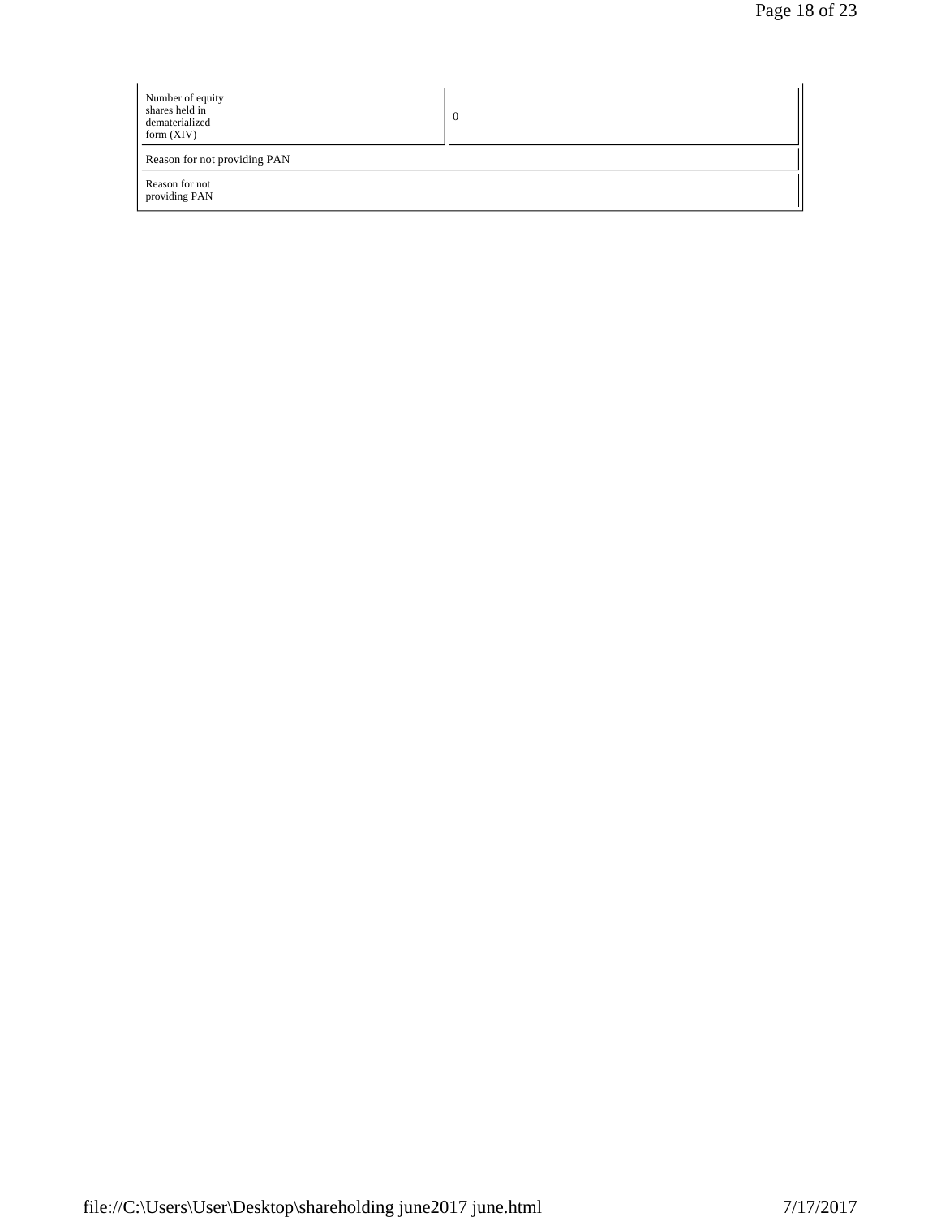| Number of equity shares held in dematerialized form (XIV) | 0 |
| --- | --- |
| Reason for not providing PAN | |
| Reason for not providing PAN | |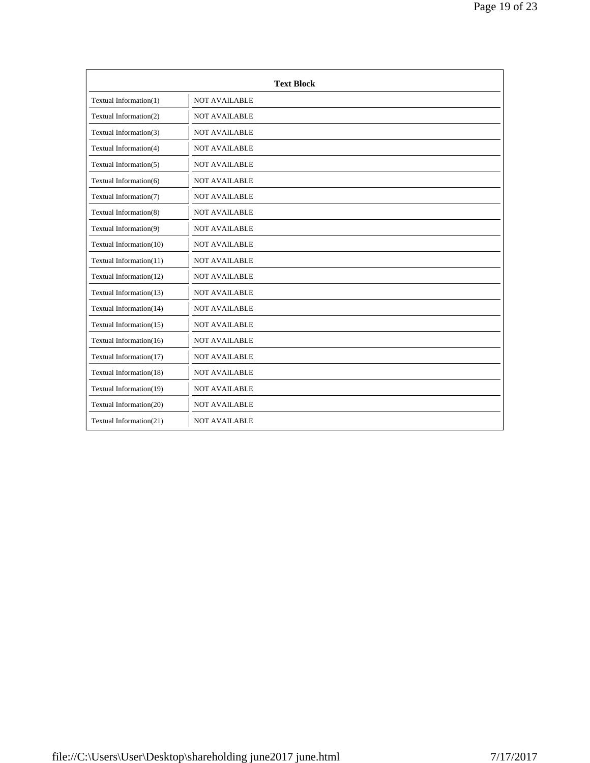| Text Block | |
|---|---|
| Textual Information(1) | NOT AVAILABLE |
| Textual Information(2) | NOT AVAILABLE |
| Textual Information(3) | NOT AVAILABLE |
| Textual Information(4) | NOT AVAILABLE |
| Textual Information(5) | NOT AVAILABLE |
| Textual Information(6) | NOT AVAILABLE |
| Textual Information(7) | NOT AVAILABLE |
| Textual Information(8) | NOT AVAILABLE |
| Textual Information(9) | NOT AVAILABLE |
| Textual Information(10) | NOT AVAILABLE |
| Textual Information(11) | NOT AVAILABLE |
| Textual Information(12) | NOT AVAILABLE |
| Textual Information(13) | NOT AVAILABLE |
| Textual Information(14) | NOT AVAILABLE |
| Textual Information(15) | NOT AVAILABLE |
| Textual Information(16) | NOT AVAILABLE |
| Textual Information(17) | NOT AVAILABLE |
| Textual Information(18) | NOT AVAILABLE |
| Textual Information(19) | NOT AVAILABLE |
| Textual Information(20) | NOT AVAILABLE |
| Textual Information(21) | NOT AVAILABLE |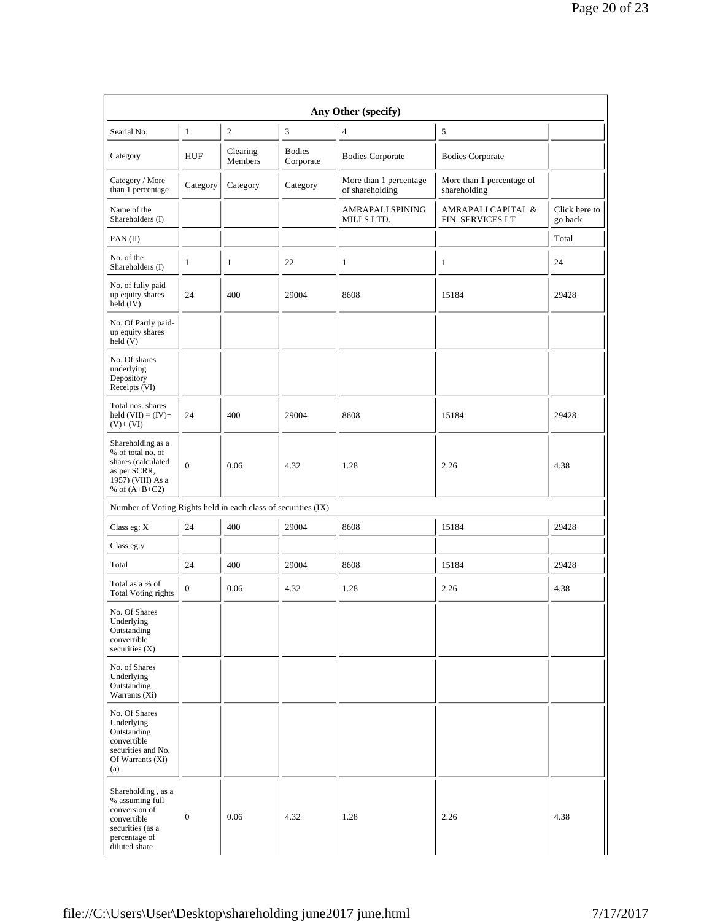| Any Other (specify) | | | | | | |
|---|---|---|---|---|---|---|
| Searial No. | 1 | 2 | 3 | 4 | 5 | |
| Category | HUF | Clearing Members | Bodies Corporate | Bodies Corporate | Bodies Corporate | |
| Category / More than 1 percentage | Category | Category | Category | More than 1 percentage of shareholding | More than 1 percentage of shareholding | |
| Name of the Shareholders (I) | | | | AMRAPALI SPINING MILLS LTD. | AMRAPALI CAPITAL & FIN. SERVICES LT | Click here to go back |
| PAN (II) | | | | | | Total |
| No. of the Shareholders (I) | 1 | 1 | 22 | 1 | 1 | 24 |
| No. of fully paid up equity shares held (IV) | 24 | 400 | 29004 | 8608 | 15184 | 29428 |
| No. Of Partly paid-up equity shares held (V) | | | | | | |
| No. Of shares underlying Depository Receipts (VI) | | | | | | |
| Total nos. shares held (VII) = (IV)+ (V)+ (VI) | 24 | 400 | 29004 | 8608 | 15184 | 29428 |
| Shareholding as a % of total no. of shares (calculated as per SCRR, 1957) (VIII) As a % of (A+B+C2) | 0 | 0.06 | 4.32 | 1.28 | 2.26 | 4.38 |
| Number of Voting Rights held in each class of securities (IX) | | | | | | |
| Class eg: X | 24 | 400 | 29004 | 8608 | 15184 | 29428 |
| Class eg:y | | | | | | |
| Total | 24 | 400 | 29004 | 8608 | 15184 | 29428 |
| Total as a % of Total Voting rights | 0 | 0.06 | 4.32 | 1.28 | 2.26 | 4.38 |
| No. Of Shares Underlying Outstanding convertible securities (X) | | | | | | |
| No. of Shares Underlying Outstanding Warrants (Xi) | | | | | | |
| No. Of Shares Underlying Outstanding convertible securities and No. Of Warrants (Xi) (a) | | | | | | |
| Shareholding , as a % assuming full conversion of convertible securities (as a percentage of diluted share | 0 | 0.06 | 4.32 | 1.28 | 2.26 | 4.38 |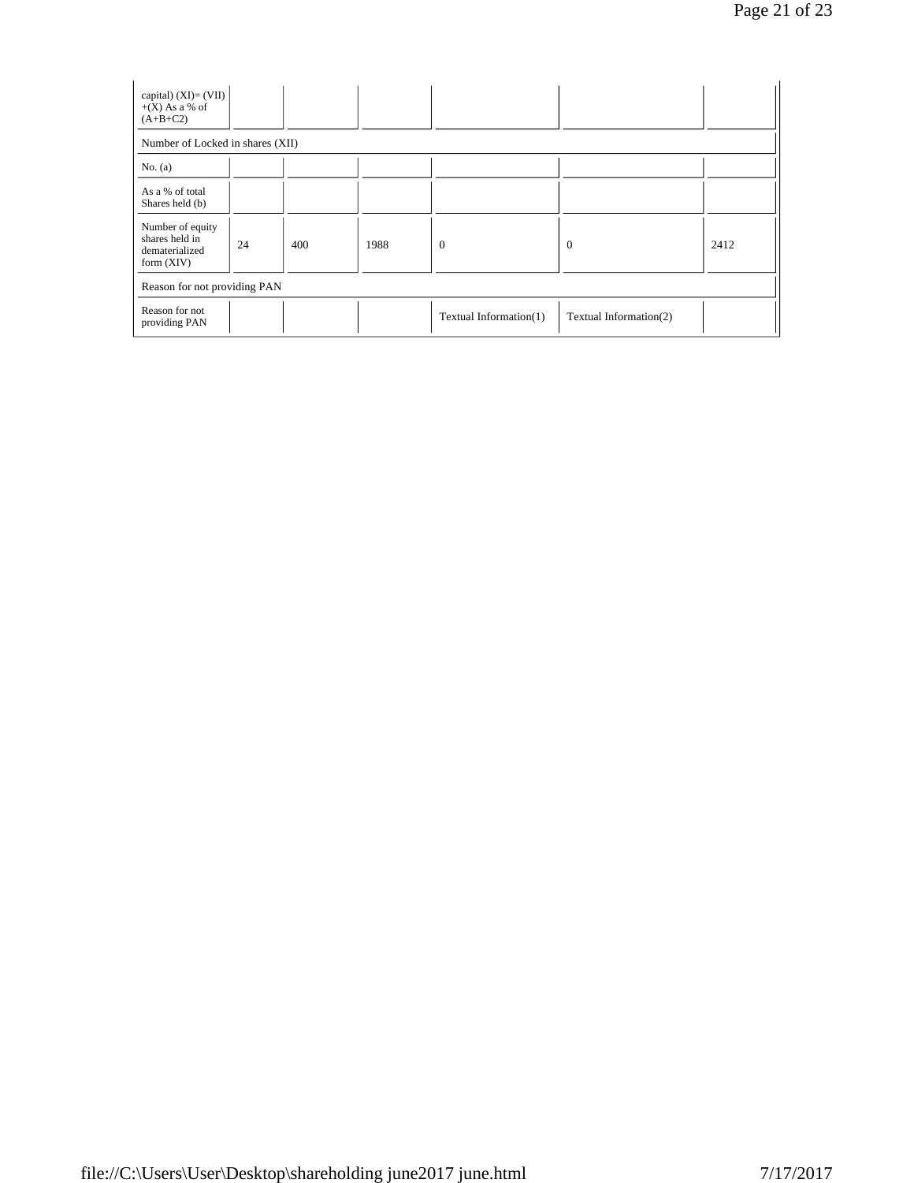| capital) (XI)= (VII) +(X) As a % of (A+B+C2) | | | | | | |
|---|---|---|---|---|---|---|
| Number of Locked in shares (XII) | | | | | | |
| No. (a) | | | | | | |
| As a % of total Shares held (b) | | | | | | |
| Number of equity shares held in dematerialized form (XIV) | 24 | 400 | 1988 | 0 | 0 | 2412 |
| Reason for not providing PAN | | | | | | |
| Reason for not providing PAN | | | | Textual Information(1) | Textual Information(2) | |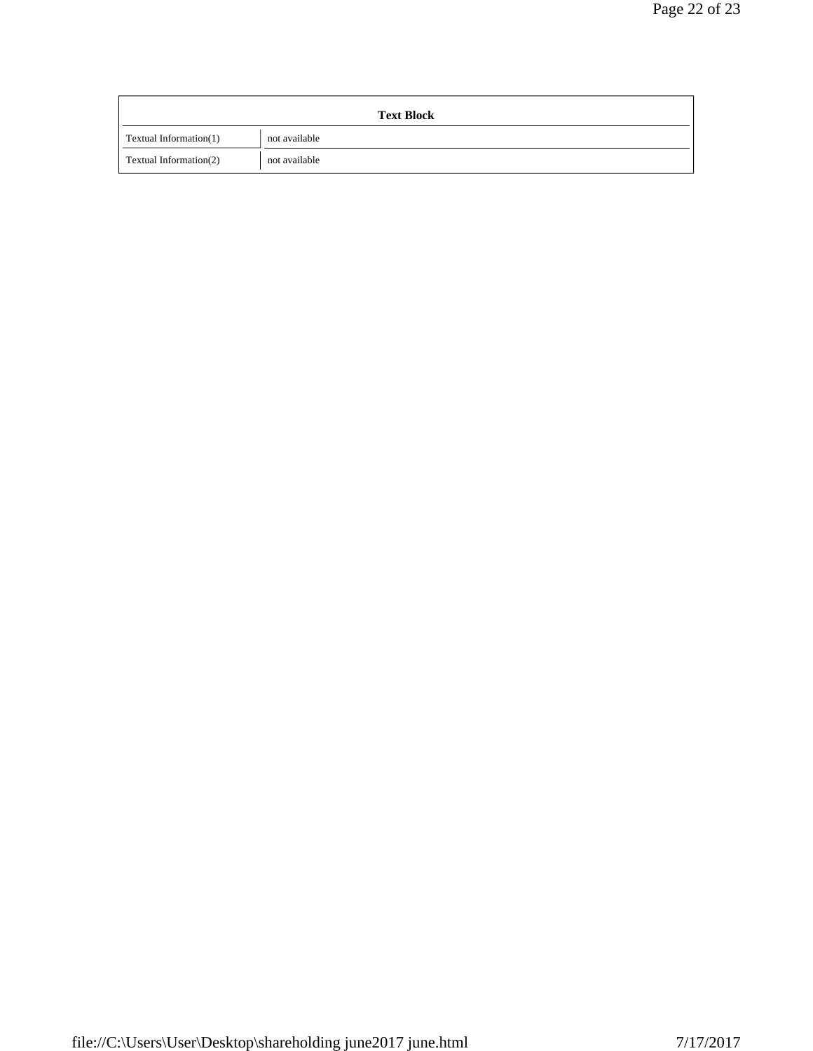| Text Block | |
|---|---|
| Textual Information(1) | not available |
| Textual Information(2) | not available |